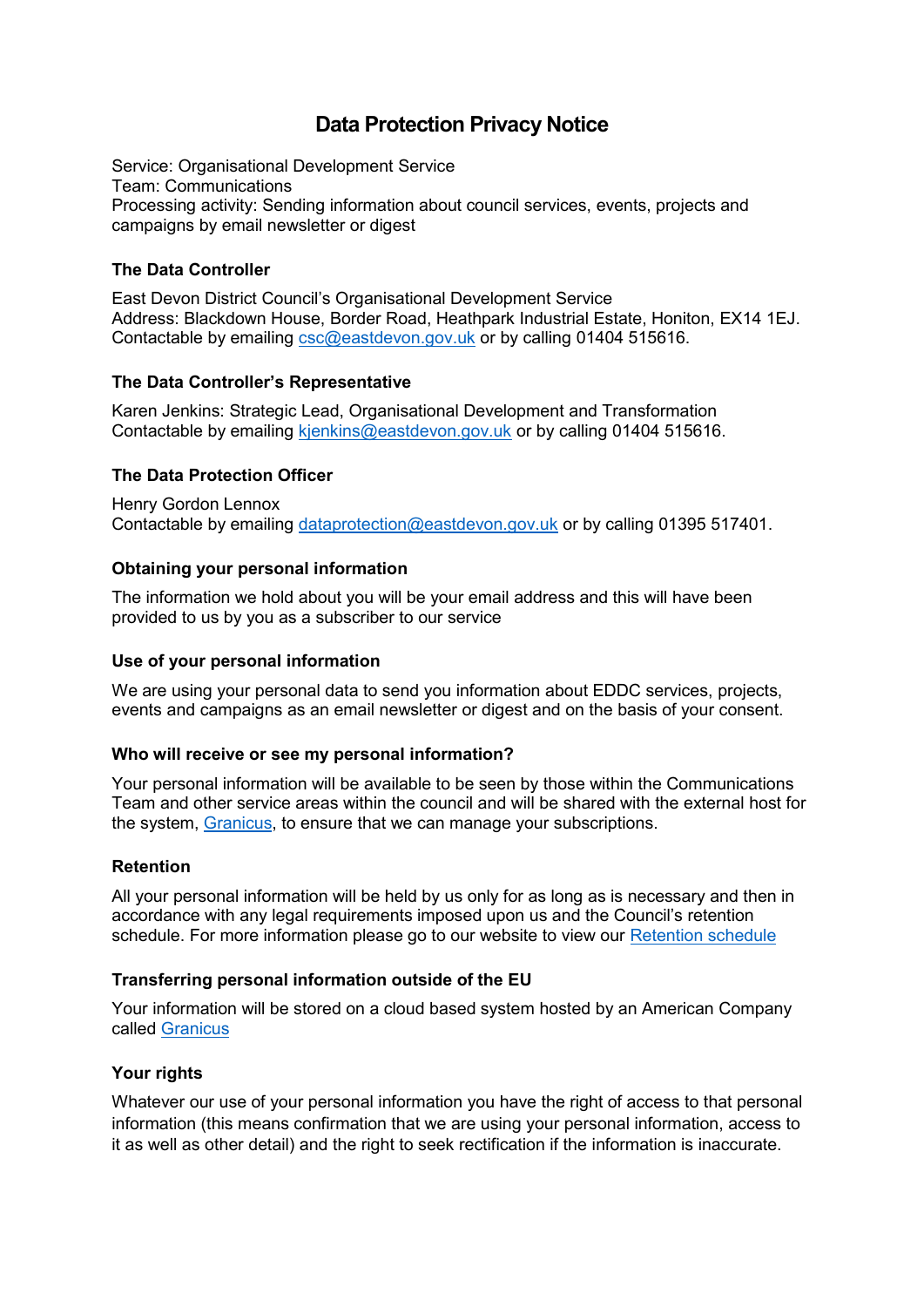# Data Protection Privacy Notice

Service: Organisational Development Service
Team: Communications
Processing activity: Sending information about council services, events, projects and campaigns by email newsletter or digest

### The Data Controller

East Devon District Council's Organisational Development Service
Address: Blackdown House, Border Road, Heathpark Industrial Estate, Honiton, EX14 1EJ.
Contactable by emailing csc@eastdevon.gov.uk or by calling 01404 515616.

### The Data Controller's Representative

Karen Jenkins: Strategic Lead, Organisational Development and Transformation
Contactable by emailing kjenkins@eastdevon.gov.uk or by calling 01404 515616.

### The Data Protection Officer

Henry Gordon Lennox
Contactable by emailing dataprotection@eastdevon.gov.uk or by calling 01395 517401.

### Obtaining your personal information

The information we hold about you will be your email address and this will have been provided to us by you as a subscriber to our service

### Use of your personal information

We are using your personal data to send you information about EDDC services, projects, events and campaigns as an email newsletter or digest and on the basis of your consent.

### Who will receive or see my personal information?

Your personal information will be available to be seen by those within the Communications Team and other service areas within the council and will be shared with the external host for the system, Granicus, to ensure that we can manage your subscriptions.

### Retention

All your personal information will be held by us only for as long as is necessary and then in accordance with any legal requirements imposed upon us and the Council's retention schedule. For more information please go to our website to view our Retention schedule

### Transferring personal information outside of the EU

Your information will be stored on a cloud based system hosted by an American Company called Granicus

### Your rights

Whatever our use of your personal information you have the right of access to that personal information (this means confirmation that we are using your personal information, access to it as well as other detail) and the right to seek rectification if the information is inaccurate.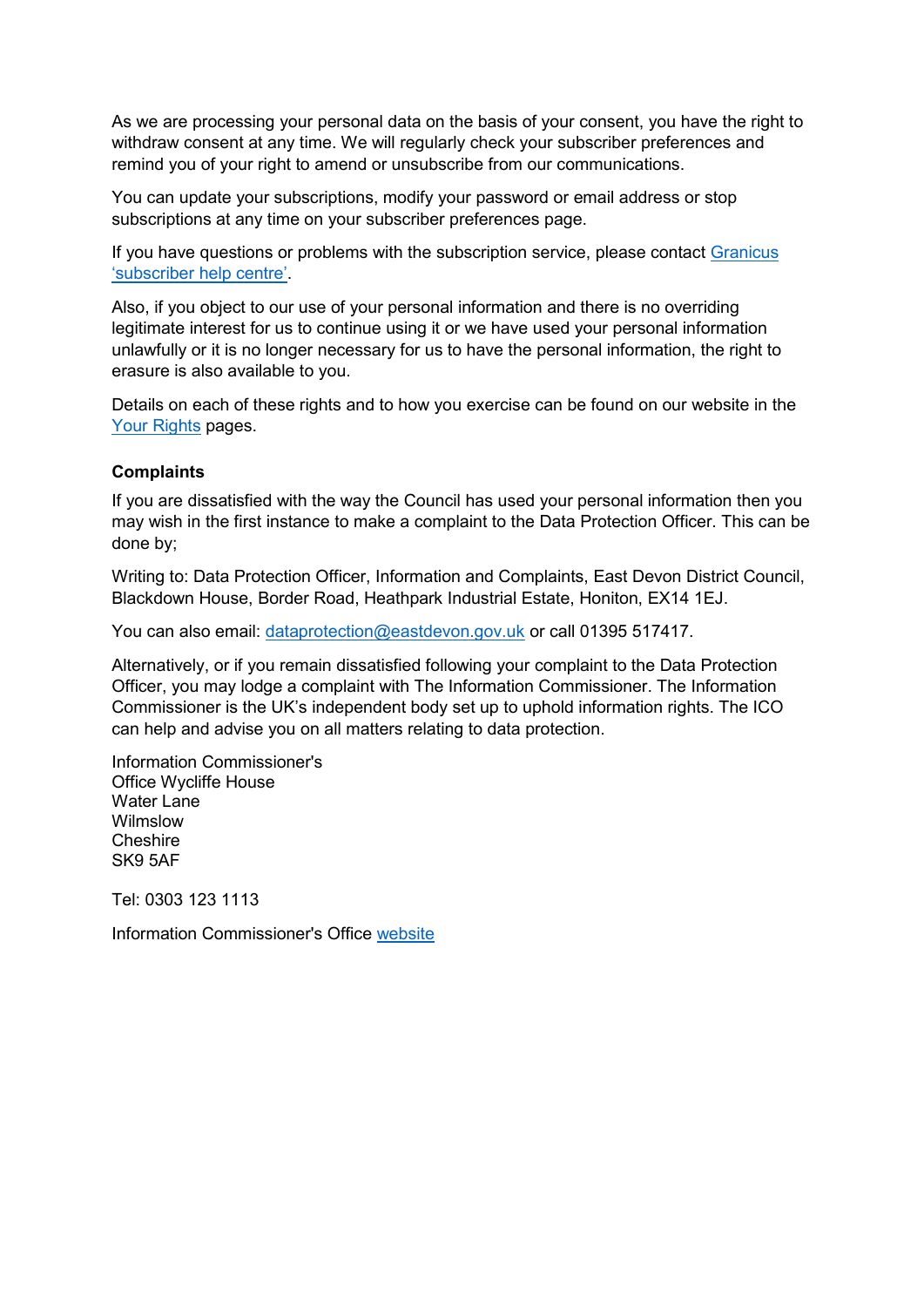As we are processing your personal data on the basis of your consent, you have the right to withdraw consent at any time. We will regularly check your subscriber preferences and remind you of your right to amend or unsubscribe from our communications.

You can update your subscriptions, modify your password or email address or stop subscriptions at any time on your subscriber preferences page.

If you have questions or problems with the subscription service, please contact Granicus 'subscriber help centre'.

Also, if you object to our use of your personal information and there is no overriding legitimate interest for us to continue using it or we have used your personal information unlawfully or it is no longer necessary for us to have the personal information, the right to erasure is also available to you.

Details on each of these rights and to how you exercise can be found on our website in the Your Rights pages.

**Complaints**

If you are dissatisfied with the way the Council has used your personal information then you may wish in the first instance to make a complaint to the Data Protection Officer. This can be done by;

Writing to: Data Protection Officer, Information and Complaints, East Devon District Council, Blackdown House, Border Road, Heathpark Industrial Estate, Honiton, EX14 1EJ.

You can also email: dataprotection@eastdevon.gov.uk or call 01395 517417.

Alternatively, or if you remain dissatisfied following your complaint to the Data Protection Officer, you may lodge a complaint with The Information Commissioner. The Information Commissioner is the UK's independent body set up to uphold information rights. The ICO can help and advise you on all matters relating to data protection.

Information Commissioner's  
Office Wycliffe House  
Water Lane  
Wilmslow  
Cheshire  
SK9 5AF

Tel: 0303 123 1113

Information Commissioner's Office website